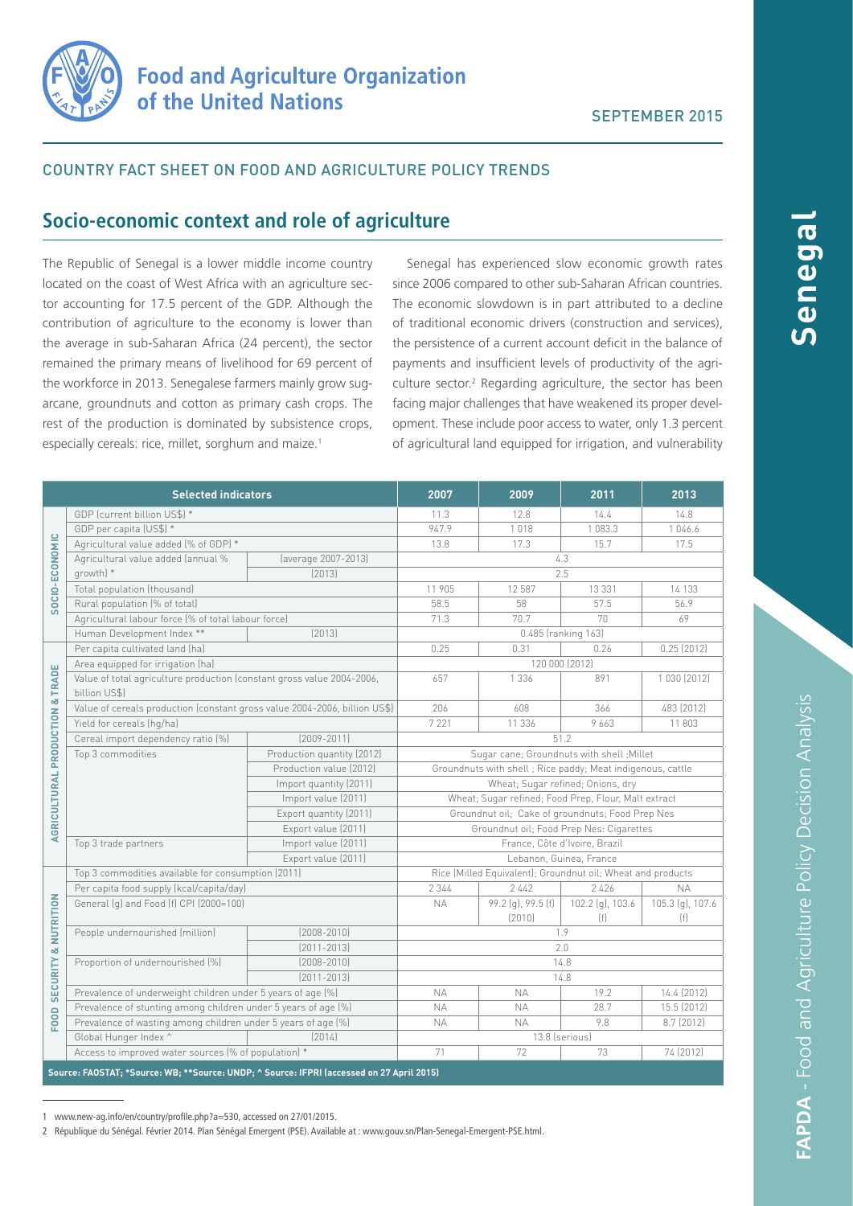Food and Agriculture Organization of the United Nations

SEPTEMBER 2015

COUNTRY FACT SHEET ON FOOD AND AGRICULTURE POLICY TRENDS

# Socio-economic context and role of agriculture

The Republic of Senegal is a lower middle income country located on the coast of West Africa with an agriculture sector accounting for 17.5 percent of the GDP. Although the contribution of agriculture to the economy is lower than the average in sub-Saharan Africa (24 percent), the sector remained the primary means of livelihood for 69 percent of the workforce in 2013. Senegalese farmers mainly grow sugarcane, groundnuts and cotton as primary cash crops. The rest of the production is dominated by subsistence crops, especially cereals: rice, millet, sorghum and maize.[1]

Senegal has experienced slow economic growth rates since 2006 compared to other sub-Saharan African countries. The economic slowdown is in part attributed to a decline of traditional economic drivers (construction and services), the persistence of a current account deficit in the balance of payments and insufficient levels of productivity of the agriculture sector.[2] Regarding agriculture, the sector has been facing major challenges that have weakened its proper development. These include poor access to water, only 1.3 percent of agricultural land equipped for irrigation, and vulnerability

| | Selected indicators | | 2007 | 2009 | 2011 | 2013 |
|---|---|---|---|---|---|---|
| SOCIO-ECONOMIC | GDP (current billion US$) * | | 11.3 | 12.8 | 14.4 | 14.8 |
| | GDP per capita (US$) * | | 947.9 | 1 018 | 1 083.3 | 1 046.6 |
| | Agricultural value added (% of GDP) * | | 13.8 | 17.3 | 15.7 | 17.5 |
| | Agricultural value added (annual % growth) * | (average 2007-2013) | 4.3 | | | |
| | | (2013) | 2.5 | | | |
| | Total population (thousand) | | 11 905 | 12 587 | 13 331 | 14 133 |
| | Rural population (% of total) | | 58.5 | 58 | 57.5 | 56.9 |
| | Agricultural labour force (% of total labour force) | | 71.3 | 70.7 | 70 | 69 |
| | Human Development Index ** | (2013) | 0.485 (ranking 163) | | | |
| AGRICULTURAL PRODUCTION & TRADE | Per capita cultivated land (ha) | | 0.25 | 0.31 | 0.26 | 0.25 (2012) |
| | Area equipped for irrigation (ha) | | 120 000 (2012) | | | |
| | Value of total agriculture production (constant gross value 2004-2006, billion US$) | | 657 | 1 336 | 891 | 1 030 (2012) |
| | Value of cereals production (constant gross value 2004-2006, billion US$) | | 206 | 608 | 366 | 483 (2012) |
| | Yield for cereals (hg/ha) | | 7 221 | 11 336 | 9 663 | 11 803 |
| | Cereal import dependency ratio (%) | (2009-2011) | 51.2 | | | |
| | Top 3 commodities | Production quantity (2012) | Sugar cane; Groundnuts with shell ;Millet | | | |
| | | Production value (2012) | Groundnuts with shell ; Rice paddy; Meat indigenous, cattle | | | |
| | | Import quantity (2011) | Wheat; Sugar refined; Onions, dry | | | |
| | | Import value (2011) | Wheat; Sugar refined; Food Prep, Flour, Malt extract | | | |
| | | Export quantity (2011) | Groundnut oil; Cake of groundnuts; Food Prep Nes | | | |
| | | Export value (2011) | Groundnut oil; Food Prep Nes: Cigarettes | | | |
| | Top 3 trade partners | Import value (2011) | France, Côte d'Ivoire, Brazil | | | |
| | | Export value (2011) | Lebanon, Guinea, France | | | |
| FOOD SECURITY & NUTRITION | Top 3 commodities available for consumption (2011) | | Rice (Milled Equivalent); Groundnut oil; Wheat and products | | | |
| | Per capita food supply (kcal/capita/day) | | 2 344 | 2 442 | 2 426 | NA |
| | General (g) and Food (f) CPI (2000=100) | | NA | 99.2 (g), 99.5 (f) (2010) | 102.2 (g), 103.6 (f) | 105.3 (g), 107.6 (f) |
| | People undernourished (million) | (2008-2010) | 1.9 | | | |
| | | (2011-2013) | 2.0 | | | |
| | Proportion of undernourished (%) | (2008-2010) | 14.8 | | | |
| | | (2011-2013) | 14.8 | | | |
| | Prevalence of underweight children under 5 years of age (%) | | NA | NA | 19.2 | 14.4 (2012) |
| | Prevalence of stunting among children under 5 years of age (%) | | NA | NA | 28.7 | 15.5 (2012) |
| | Prevalence of wasting among children under 5 years of age (%) | | NA | NA | 9.8 | 8.7 (2012) |
| | Global Hunger Index ^ | (2014) | 13.8 (serious) | | | |
| | Access to improved water sources (% of population) * | | 71 | 72 | 73 | 74 (2012) |

**Source: FAOSTAT; *Source: WB; **Source: UNDP; ^ Source: IFPRI (accessed on 27 April 2015)**

1 www.new-ag.info/en/country/profile.php?a=530, accessed on 27/01/2015.

2 République du Sénégal. Février 2014. Plan Sénégal Emergent (PSE). Available at : www.gouv.sn/Plan-Senegal-Emergent-PSE.html.

Senegal

FAPDA - Food and Agriculture Policy Decision Analysis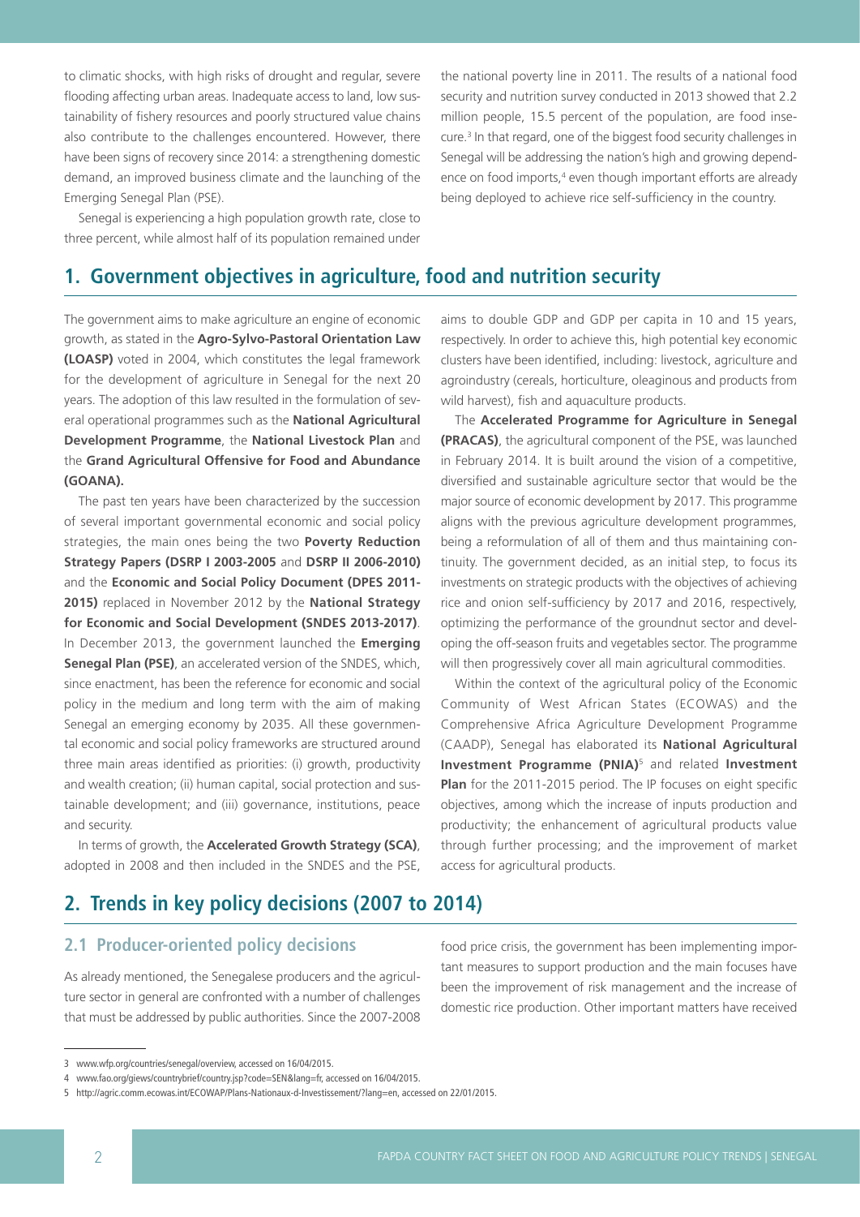to climatic shocks, with high risks of drought and regular, severe flooding affecting urban areas. Inadequate access to land, low sustainability of fishery resources and poorly structured value chains also contribute to the challenges encountered. However, there have been signs of recovery since 2014: a strengthening domestic demand, an improved business climate and the launching of the Emerging Senegal Plan (PSE).

Senegal is experiencing a high population growth rate, close to three percent, while almost half of its population remained under the national poverty line in 2011. The results of a national food security and nutrition survey conducted in 2013 showed that 2.2 million people, 15.5 percent of the population, are food insecure.[3] In that regard, one of the biggest food security challenges in Senegal will be addressing the nation's high and growing dependence on food imports,[4] even though important efforts are already being deployed to achieve rice self-sufficiency in the country.

## 1. Government objectives in agriculture, food and nutrition security

The government aims to make agriculture an engine of economic growth, as stated in the **Agro-Sylvo-Pastoral Orientation Law (LOASP)** voted in 2004, which constitutes the legal framework for the development of agriculture in Senegal for the next 20 years. The adoption of this law resulted in the formulation of several operational programmes such as the **National Agricultural Development Programme**, the **National Livestock Plan** and the **Grand Agricultural Offensive for Food and Abundance (GOANA).**

The past ten years have been characterized by the succession of several important governmental economic and social policy strategies, the main ones being the two **Poverty Reduction Strategy Papers (DSRP I 2003-2005** and **DSRP II 2006-2010)** and the **Economic and Social Policy Document (DPES 2011-2015)** replaced in November 2012 by the **National Strategy for Economic and Social Development (SNDES 2013-2017)**. In December 2013, the government launched the **Emerging Senegal Plan (PSE)**, an accelerated version of the SNDES, which, since enactment, has been the reference for economic and social policy in the medium and long term with the aim of making Senegal an emerging economy by 2035. All these governmental economic and social policy frameworks are structured around three main areas identified as priorities: (i) growth, productivity and wealth creation; (ii) human capital, social protection and sustainable development; and (iii) governance, institutions, peace and security.

In terms of growth, the **Accelerated Growth Strategy (SCA)**, adopted in 2008 and then included in the SNDES and the PSE, aims to double GDP and GDP per capita in 10 and 15 years, respectively. In order to achieve this, high potential key economic clusters have been identified, including: livestock, agriculture and agroindustry (cereals, horticulture, oleaginous and products from wild harvest), fish and aquaculture products.

The **Accelerated Programme for Agriculture in Senegal (PRACAS)**, the agricultural component of the PSE, was launched in February 2014. It is built around the vision of a competitive, diversified and sustainable agriculture sector that would be the major source of economic development by 2017. This programme aligns with the previous agriculture development programmes, being a reformulation of all of them and thus maintaining continuity. The government decided, as an initial step, to focus its investments on strategic products with the objectives of achieving rice and onion self-sufficiency by 2017 and 2016, respectively, optimizing the performance of the groundnut sector and developing the off-season fruits and vegetables sector. The programme will then progressively cover all main agricultural commodities.

Within the context of the agricultural policy of the Economic Community of West African States (ECOWAS) and the Comprehensive Africa Agriculture Development Programme (CAADP), Senegal has elaborated its **National Agricultural Investment Programme (PNIA)**[5] and related **Investment Plan** for the 2011-2015 period. The IP focuses on eight specific objectives, among which the increase of inputs production and productivity; the enhancement of agricultural products value through further processing; and the improvement of market access for agricultural products.

## 2. Trends in key policy decisions (2007 to 2014)

### 2.1 Producer-oriented policy decisions

As already mentioned, the Senegalese producers and the agriculture sector in general are confronted with a number of challenges that must be addressed by public authorities. Since the 2007-2008 food price crisis, the government has been implementing important measures to support production and the main focuses have been the improvement of risk management and the increase of domestic rice production. Other important matters have received

---

3 www.wfp.org/countries/senegal/overview, accessed on 16/04/2015.

4 www.fao.org/giews/countrybrief/country.jsp?code=SEN&lang=fr, accessed on 16/04/2015.

5 http://agric.comm.ecowas.int/ECOWAP/Plans-Nationaux-d-Investissement/?lang=en, accessed on 22/01/2015.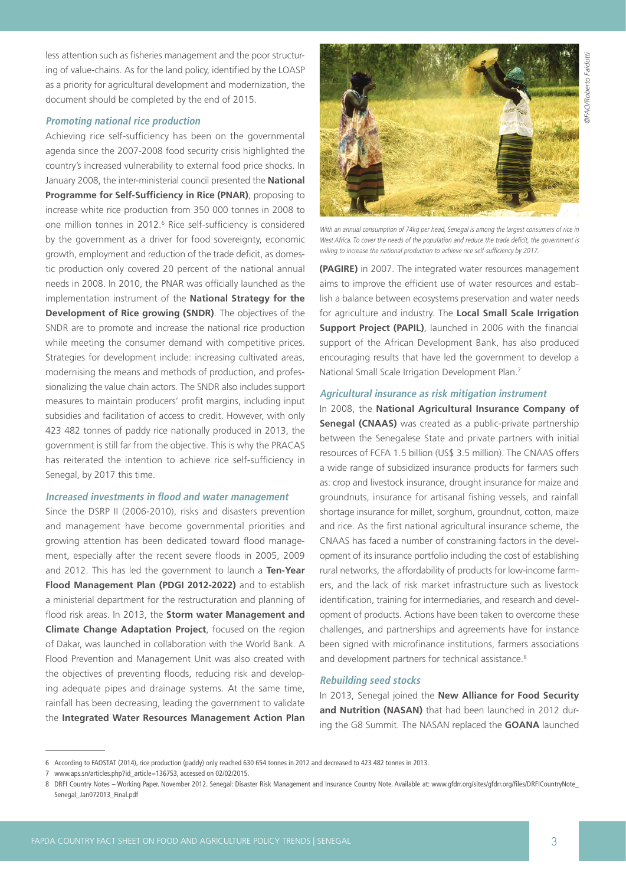less attention such as fisheries management and the poor structuring of value-chains. As for the land policy, identified by the LOASP as a priority for agricultural development and modernization, the document should be completed by the end of 2015.

### *Promoting national rice production*

Achieving rice self-sufficiency has been on the governmental agenda since the 2007-2008 food security crisis highlighted the country's increased vulnerability to external food price shocks. In January 2008, the inter-ministerial council presented the **National Programme for Self-Sufficiency in Rice (PNAR)**, proposing to increase white rice production from 350 000 tonnes in 2008 to one million tonnes in 2012.[6] Rice self-sufficiency is considered by the government as a driver for food sovereignty, economic growth, employment and reduction of the trade deficit, as domestic production only covered 20 percent of the national annual needs in 2008. In 2010, the PNAR was officially launched as the implementation instrument of the **National Strategy for the Development of Rice growing (SNDR)**. The objectives of the SNDR are to promote and increase the national rice production while meeting the consumer demand with competitive prices. Strategies for development include: increasing cultivated areas, modernising the means and methods of production, and professionalizing the value chain actors. The SNDR also includes support measures to maintain producers' profit margins, including input subsidies and facilitation of access to credit. However, with only 423 482 tonnes of paddy rice nationally produced in 2013, the government is still far from the objective. This is why the PRACAS has reiterated the intention to achieve rice self-sufficiency in Senegal, by 2017 this time.

### *Increased investments in flood and water management*

Since the DSRP II (2006-2010), risks and disasters prevention and management have become governmental priorities and growing attention has been dedicated toward flood management, especially after the recent severe floods in 2005, 2009 and 2012. This has led the government to launch a **Ten-Year Flood Management Plan (PDGI 2012-2022)** and to establish a ministerial department for the restructuration and planning of flood risk areas. In 2013, the **Storm water Management and Climate Change Adaptation Project**, focused on the region of Dakar, was launched in collaboration with the World Bank. A Flood Prevention and Management Unit was also created with the objectives of preventing floods, reducing risk and developing adequate pipes and drainage systems. At the same time, rainfall has been decreasing, leading the government to validate the **Integrated Water Resources Management Action Plan (PAGIRE)** in 2007. The integrated water resources management aims to improve the efficient use of water resources and establish a balance between ecosystems preservation and water needs for agriculture and industry. The **Local Small Scale Irrigation Support Project (PAPIL)**, launched in 2006 with the financial support of the African Development Bank, has also produced encouraging results that have led the government to develop a National Small Scale Irrigation Development Plan.[7]

*With an annual consumption of 74kg per head, Senegal is among the largest consumers of rice in West Africa. To cover the needs of the population and reduce the trade deficit, the government is willing to increase the national production to achieve rice self-sufficiency by 2017.*

©FAO/Roberto Faidutti

### *Agricultural insurance as risk mitigation instrument*

In 2008, the **National Agricultural Insurance Company of Senegal (CNAAS)** was created as a public-private partnership between the Senegalese State and private partners with initial resources of FCFA 1.5 billion (US$ 3.5 million). The CNAAS offers a wide range of subsidized insurance products for farmers such as: crop and livestock insurance, drought insurance for maize and groundnuts, insurance for artisanal fishing vessels, and rainfall shortage insurance for millet, sorghum, groundnut, cotton, maize and rice. As the first national agricultural insurance scheme, the CNAAS has faced a number of constraining factors in the development of its insurance portfolio including the cost of establishing rural networks, the affordability of products for low-income farmers, and the lack of risk market infrastructure such as livestock identification, training for intermediaries, and research and development of products. Actions have been taken to overcome these challenges, and partnerships and agreements have for instance been signed with microfinance institutions, farmers associations and development partners for technical assistance.[8]

### *Rebuilding seed stocks*

In 2013, Senegal joined the **New Alliance for Food Security and Nutrition (NASAN)** that had been launched in 2012 during the G8 Summit. The NASAN replaced the **GOANA** launched

---

6 According to FAOSTAT (2014), rice production (paddy) only reached 630 654 tonnes in 2012 and decreased to 423 482 tonnes in 2013.

7 www.aps.sn/articles.php?id_article=136753, accessed on 02/02/2015.

8 DRFI Country Notes – Working Paper. November 2012. Senegal: Disaster Risk Management and Insurance Country Note. Available at: www.gfdrr.org/sites/gfdrr.org/files/DRFICountryNote_Senegal_Jan072013_Final.pdf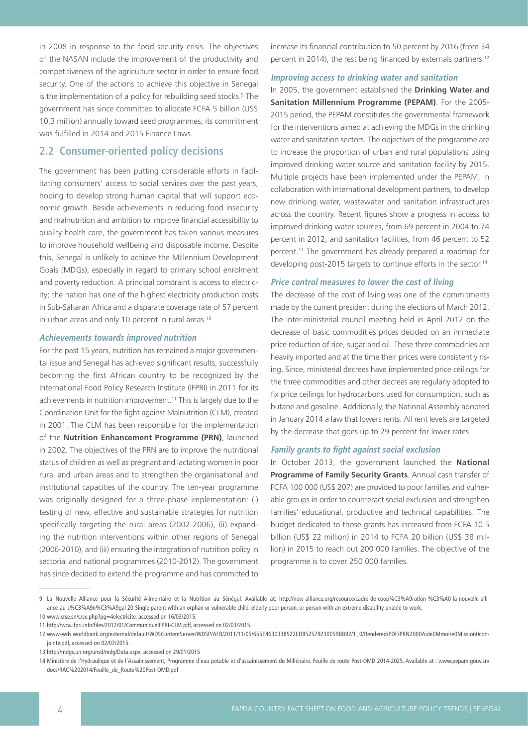in 2008 in response to the food security crisis. The objectives of the NASAN include the improvement of the productivity and competitiveness of the agriculture sector in order to ensure food security. One of the actions to achieve this objective in Senegal is the implementation of a policy for rebuilding seed stocks.[9] The government has since committed to allocate FCFA 5 billion (US$ 10.3 million) annually toward seed programmes; its commitment was fulfilled in 2014 and 2015 Finance Laws.

## 2.2 Consumer-oriented policy decisions

The government has been putting considerable efforts in facilitating consumers' access to social services over the past years, hoping to develop strong human capital that will support economic growth. Beside achievements in reducing food insecurity and malnutrition and ambition to improve financial accessibility to quality health care, the government has taken various measures to improve household wellbeing and disposable income. Despite this, Senegal is unlikely to achieve the Millennium Development Goals (MDGs), especially in regard to primary school enrolment and poverty reduction. A principal constraint is access to electricity; the nation has one of the highest electricity production costs in Sub-Saharan Africa and a disparate coverage rate of 57 percent in urban areas and only 10 percent in rural areas.[10]

### *Achievements towards improved nutrition*

For the past 15 years, nutrition has remained a major governmental issue and Senegal has achieved significant results, successfully becoming the first African country to be recognized by the International Food Policy Research Institute (IFPRI) in 2011 for its achievements in nutrition improvement.[11] This is largely due to the Coordination Unit for the fight against Malnutrition (CLM), created in 2001. The CLM has been responsible for the implementation of the **Nutrition Enhancement Programme (PRN)**, launched in 2002. The objectives of the PRN are to improve the nutritional status of children as well as pregnant and lactating women in poor rural and urban areas and to strengthen the organisational and institutional capacities of the country. The ten-year programme was originally designed for a three-phase implementation: (i) testing of new, effective and sustainable strategies for nutrition specifically targeting the rural areas (2002-2006), (ii) expanding the nutrition interventions within other regions of Senegal (2006-2010), and (iii) ensuring the integration of nutrition policy in sectorial and national programmes (2010-2012). The government has since decided to extend the programme and has committed to increase its financial contribution to 50 percent by 2016 (from 34 percent in 2014), the rest being financed by externals partners.[12]

### *Improving access to drinking water and sanitation*

In 2005, the government established the **Drinking Water and Sanitation Millennium Programme (PEPAM)**. For the 2005-2015 period, the PEPAM constitutes the governmental framework for the interventions aimed at achieving the MDGs in the drinking water and sanitation sectors. The objectives of the programme are to increase the proportion of urban and rural populations using improved drinking water source and sanitation facility by 2015. Multiple projects have been implemented under the PEPAM, in collaboration with international development partners, to develop new drinking water, wastewater and sanitation infrastructures across the country. Recent figures show a progress in access to improved drinking water sources, from 69 percent in 2004 to 74 percent in 2012, and sanitation facilities, from 46 percent to 52 percent.[13] The government has already prepared a roadmap for developing post-2015 targets to continue efforts in the sector.[14]

### *Price control measures to lower the cost of living*

The decrease of the cost of living was one of the commitments made by the current president during the elections of March 2012. The inter-ministerial council meeting held in April 2012 on the decrease of basic commodities prices decided on an immediate price reduction of rice, sugar and oil. These three commodities are heavily imported and at the time their prices were consistently rising. Since, ministerial decrees have implemented price ceilings for the three commodities and other decrees are regularly adopted to fix price ceilings for hydrocarbons used for consumption, such as butane and gasoline. Additionally, the National Assembly adopted in January 2014 a law that lowers rents. All rent levels are targeted by the decrease that goes up to 29 percent for lower rates.

### *Family grants to fight against social exclusion*

In October 2013, the government launched the **National Programme of Family Security Grants**. Annual cash transfer of FCFA 100 000 (US$ 207) are provided to poor families and vulnerable groups in order to counteract social exclusion and strengthen families' educational, productive and technical capabilities. The budget dedicated to those grants has increased from FCFA 10.5 billion (US$ 22 million) in 2014 to FCFA 20 billion (US$ 38 million) in 2015 to reach out 200 000 families. The objective of the programme is to cover 250 000 families.

---

9 La Nouvelle Alliance pour la Sécurité Alimentaire et la Nutrition au Sénégal. Available at: http://new-alliance.org/resource/cadre-de-coop%C3%A9ration-%C3%A0-la-nouvelle-alliance-au-s%C3%A9n%C3%A9gal 20 Single parent with an orphan or vulnerable child, elderly poor person, or person with an extreme disability unable to work.

10 www.crse.sn/crse.php?pg=4electricite, accessed on 16/03/2015.

11 http://wca.ifpri.info/files/2012/01/CommuniqueIFPRI-CLM.pdf, accessed on 02/03/2015.

12 www-wds.worldbank.org/external/default/WDSContentServer/WDSP/AFR/2011/11/05/655E4630338522ED852579230059BB92/1_0/Rendered/PDF/PRN2000Aide0Mmoire0Mission0conjointe.pdf, accessed on 02/03/2015.

13 http://mdgs.un.org/unsd/mdg/Data.aspx, accessed on 29/01/2015

14 Ministère de l'Hydraulique et de l'Assainissement, Programme d'eau potable et d'assainissement du Millénaire. Feuille de route Post-OMD 2014-2025. Available at : www.pepam.gouv.sn/docs/RAC%202014/Feuille_de_Route%20Post-OMD.pdf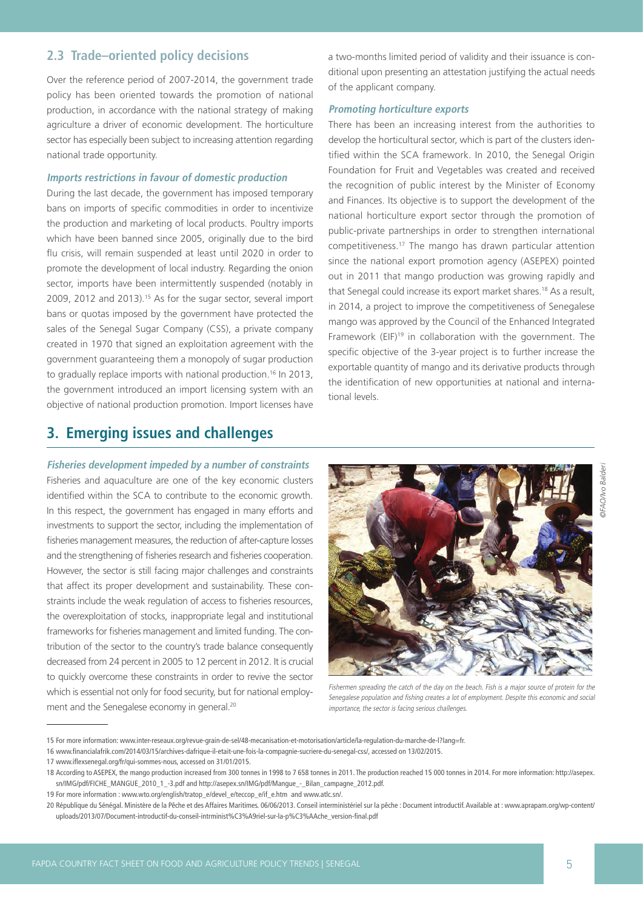## 2.3 Trade–oriented policy decisions

Over the reference period of 2007-2014, the government trade policy has been oriented towards the promotion of national production, in accordance with the national strategy of making agriculture a driver of economic development. The horticulture sector has especially been subject to increasing attention regarding national trade opportunity.

### *Imports restrictions in favour of domestic production*

During the last decade, the government has imposed temporary bans on imports of specific commodities in order to incentivize the production and marketing of local products. Poultry imports which have been banned since 2005, originally due to the bird flu crisis, will remain suspended at least until 2020 in order to promote the development of local industry. Regarding the onion sector, imports have been intermittently suspended (notably in 2009, 2012 and 2013).[15] As for the sugar sector, several import bans or quotas imposed by the government have protected the sales of the Senegal Sugar Company (CSS), a private company created in 1970 that signed an exploitation agreement with the government guaranteeing them a monopoly of sugar production to gradually replace imports with national production.[16] In 2013, the government introduced an import licensing system with an objective of national production promotion. Import licenses have a two-months limited period of validity and their issuance is conditional upon presenting an attestation justifying the actual needs of the applicant company.

### *Promoting horticulture exports*

There has been an increasing interest from the authorities to develop the horticultural sector, which is part of the clusters identified within the SCA framework. In 2010, the Senegal Origin Foundation for Fruit and Vegetables was created and received the recognition of public interest by the Minister of Economy and Finances. Its objective is to support the development of the national horticulture export sector through the promotion of public-private partnerships in order to strengthen international competitiveness.[17] The mango has drawn particular attention since the national export promotion agency (ASEPEX) pointed out in 2011 that mango production was growing rapidly and that Senegal could increase its export market shares.[18] As a result, in 2014, a project to improve the competitiveness of Senegalese mango was approved by the Council of the Enhanced Integrated Framework (EIF)[19] in collaboration with the government. The specific objective of the 3-year project is to further increase the exportable quantity of mango and its derivative products through the identification of new opportunities at national and international levels.

# 3. Emerging issues and challenges

### *Fisheries development impeded by a number of constraints*

Fisheries and aquaculture are one of the key economic clusters identified within the SCA to contribute to the economic growth. In this respect, the government has engaged in many efforts and investments to support the sector, including the implementation of fisheries management measures, the reduction of after-capture losses and the strengthening of fisheries research and fisheries cooperation. However, the sector is still facing major challenges and constraints that affect its proper development and sustainability. These constraints include the weak regulation of access to fisheries resources, the overexploitation of stocks, inappropriate legal and institutional frameworks for fisheries management and limited funding. The contribution of the sector to the country's trade balance consequently decreased from 24 percent in 2005 to 12 percent in 2012. It is crucial to quickly overcome these constraints in order to revive the sector which is essential not only for food security, but for national employment and the Senegalese economy in general.[20]

©FAO/Ivo Balderi

*Fishermen spreading the catch of the day on the beach. Fish is a major source of protein for the Senegalese population and fishing creates a lot of employment. Despite this economic and social importance, the sector is facing serious challenges.*

---

15 For more information: www.inter-reseaux.org/revue-grain-de-sel/48-mecanisation-et-motorisation/article/la-regulation-du-marche-de-l?lang=fr.

16 www.financialafrik.com/2014/03/15/archives-dafrique-il-etait-une-fois-la-compagnie-sucriere-du-senegal-css/, accessed on 13/02/2015.

17 www.iflexsenegal.org/fr/qui-sommes-nous, accessed on 31/01/2015.

18 According to ASEPEX, the mango production increased from 300 tonnes in 1998 to 7 658 tonnes in 2011. The production reached 15 000 tonnes in 2014. For more information: http://asepex.sn/IMG/pdf/FICHE_MANGUE_2010_1_-3.pdf and http://asepex.sn/IMG/pdf/Mangue_-_Bilan_campagne_2012.pdf.

19 For more information : www.wto.org/english/tratop_e/devel_e/teccop_e/if_e.htm and www.atlc.sn/.

20 République du Sénégal. Ministère de la Pêche et des Affaires Maritimes. 06/06/2013. Conseil interministériel sur la pêche : Document introductif. Available at : www.aprapam.org/wp-content/uploads/2013/07/Document-introductif-du-conseil-intrminist%C3%A9riel-sur-la-p%C3%AAche_version-final.pdf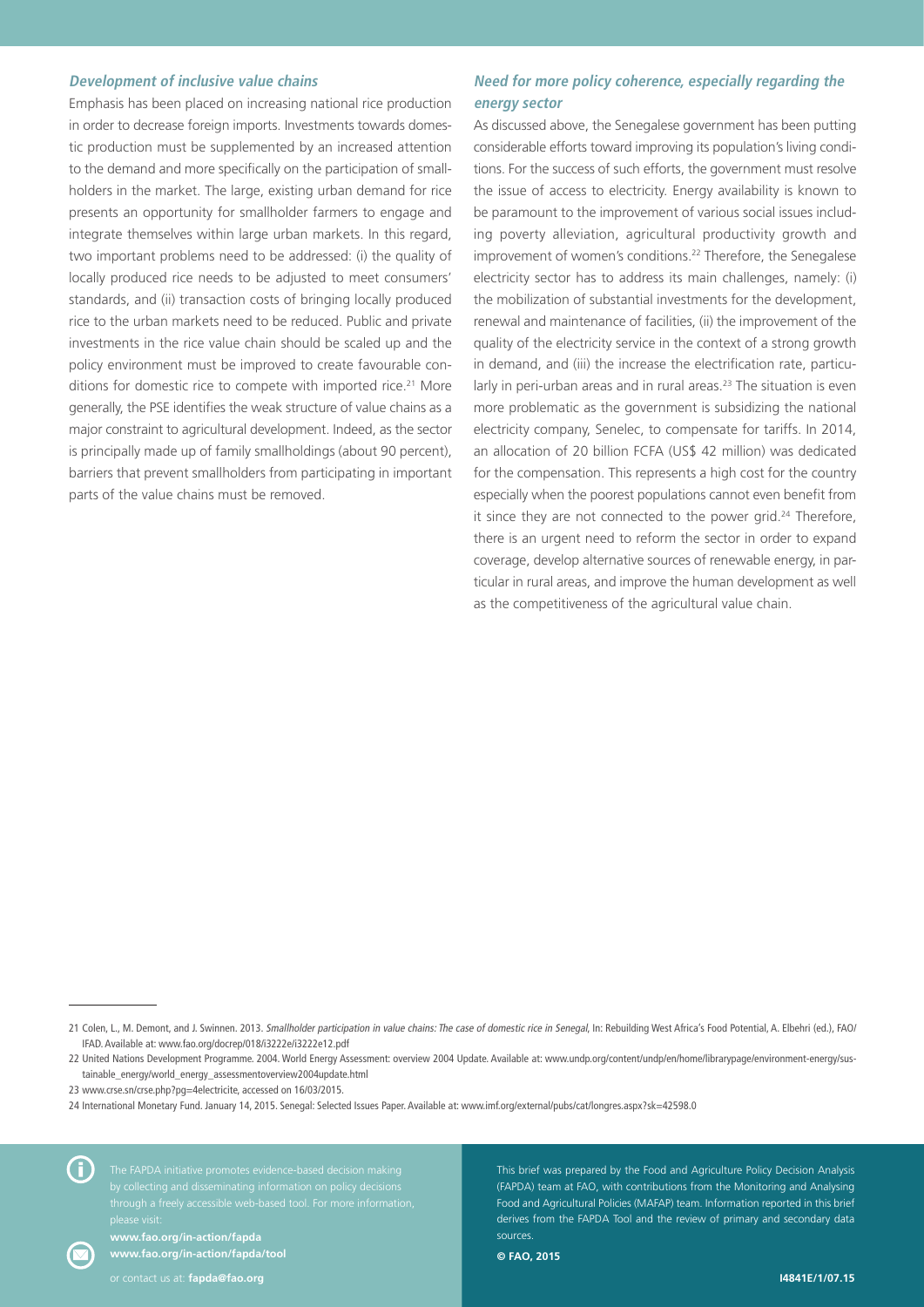### *Development of inclusive value chains*

Emphasis has been placed on increasing national rice production in order to decrease foreign imports. Investments towards domestic production must be supplemented by an increased attention to the demand and more specifically on the participation of smallholders in the market. The large, existing urban demand for rice presents an opportunity for smallholder farmers to engage and integrate themselves within large urban markets. In this regard, two important problems need to be addressed: (i) the quality of locally produced rice needs to be adjusted to meet consumers' standards, and (ii) transaction costs of bringing locally produced rice to the urban markets need to be reduced. Public and private investments in the rice value chain should be scaled up and the policy environment must be improved to create favourable conditions for domestic rice to compete with imported rice.[21] More generally, the PSE identifies the weak structure of value chains as a major constraint to agricultural development. Indeed, as the sector is principally made up of family smallholdings (about 90 percent), barriers that prevent smallholders from participating in important parts of the value chains must be removed.

### *Need for more policy coherence, especially regarding the energy sector*

As discussed above, the Senegalese government has been putting considerable efforts toward improving its population's living conditions. For the success of such efforts, the government must resolve the issue of access to electricity. Energy availability is known to be paramount to the improvement of various social issues including poverty alleviation, agricultural productivity growth and improvement of women's conditions.[22] Therefore, the Senegalese electricity sector has to address its main challenges, namely: (i) the mobilization of substantial investments for the development, renewal and maintenance of facilities, (ii) the improvement of the quality of the electricity service in the context of a strong growth in demand, and (iii) the increase the electrification rate, particularly in peri-urban areas and in rural areas.[23] The situation is even more problematic as the government is subsidizing the national electricity company, Senelec, to compensate for tariffs. In 2014, an allocation of 20 billion FCFA (US$ 42 million) was dedicated for the compensation. This represents a high cost for the country especially when the poorest populations cannot even benefit from it since they are not connected to the power grid.[24] Therefore, there is an urgent need to reform the sector in order to expand coverage, develop alternative sources of renewable energy, in particular in rural areas, and improve the human development as well as the competitiveness of the agricultural value chain.

---

21 Colen, L., M. Demont, and J. Swinnen. 2013. *Smallholder participation in value chains: The case of domestic rice in Senegal*, In: Rebuilding West Africa's Food Potential, A. Elbehri (ed.), FAO/IFAD. Available at: www.fao.org/docrep/018/i3222e/i3222e12.pdf

22 United Nations Development Programme. 2004. World Energy Assessment: overview 2004 Update. Available at: www.undp.org/content/undp/en/home/librarypage/environment-energy/sustainable_energy/world_energy_assessmentoverview2004update.html

23 www.crse.sn/crse.php?pg=4electricite, accessed on 16/03/2015.

24 International Monetary Fund. January 14, 2015. Senegal: Selected Issues Paper. Available at: www.imf.org/external/pubs/cat/longres.aspx?sk=42598.0

The FAPDA initiative promotes evidence-based decision making by collecting and disseminating information on policy decisions through a freely accessible web-based tool. For more information, please visit:

**www.fao.org/in-action/fapda**
**www.fao.org/in-action/fapda/tool**

or contact us at: **fapda@fao.org**

This brief was prepared by the Food and Agriculture Policy Decision Analysis (FAPDA) team at FAO, with contributions from the Monitoring and Analysing Food and Agricultural Policies (MAFAP) team. Information reported in this brief derives from the FAPDA Tool and the review of primary and secondary data sources.

**© FAO, 2015**

**I4841E/1/07.15**